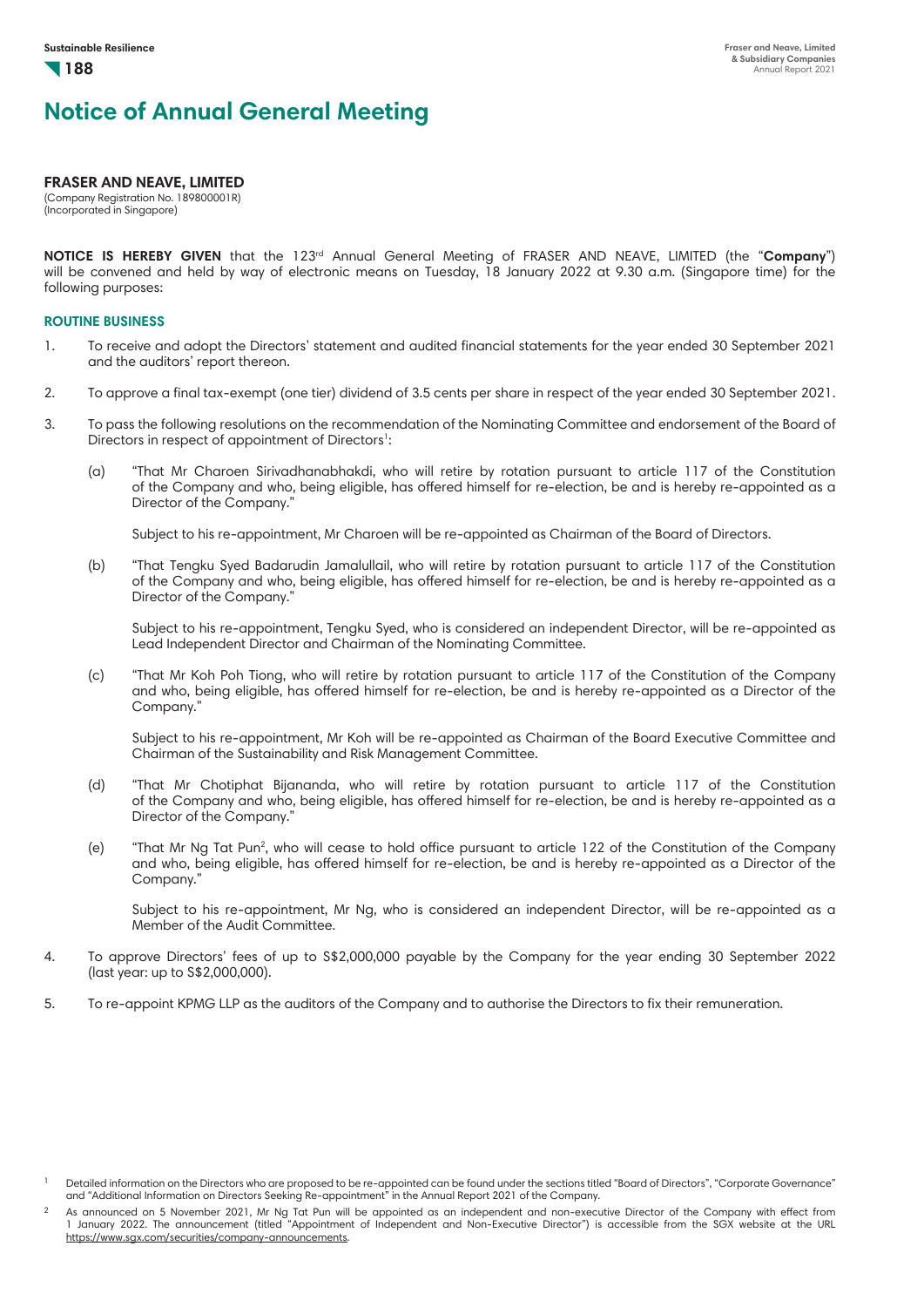# Notice of Annual General Meeting

**FRASER AND NEAVE, LIMITED**
(Company Registration No. 189800001R)
(Incorporated in Singapore)

**NOTICE IS HEREBY GIVEN** that the 123rd Annual General Meeting of FRASER AND NEAVE, LIMITED (the "**Company**") will be convened and held by way of electronic means on Tuesday, 18 January 2022 at 9.30 a.m. (Singapore time) for the following purposes:

## ROUTINE BUSINESS

1. To receive and adopt the Directors' statement and audited financial statements for the year ended 30 September 2021 and the auditors' report thereon.

2. To approve a final tax-exempt (one tier) dividend of 3.5 cents per share in respect of the year ended 30 September 2021.

3. To pass the following resolutions on the recommendation of the Nominating Committee and endorsement of the Board of Directors in respect of appointment of Directors[1]:

   (a) "That Mr Charoen Sirivadhanabhakdi, who will retire by rotation pursuant to article 117 of the Constitution of the Company and who, being eligible, has offered himself for re-election, be and is hereby re-appointed as a Director of the Company."

   Subject to his re-appointment, Mr Charoen will be re-appointed as Chairman of the Board of Directors.

   (b) "That Tengku Syed Badarudin Jamalullail, who will retire by rotation pursuant to article 117 of the Constitution of the Company and who, being eligible, has offered himself for re-election, be and is hereby re-appointed as a Director of the Company."

   Subject to his re-appointment, Tengku Syed, who is considered an independent Director, will be re-appointed as Lead Independent Director and Chairman of the Nominating Committee.

   (c) "That Mr Koh Poh Tiong, who will retire by rotation pursuant to article 117 of the Constitution of the Company and who, being eligible, has offered himself for re-election, be and is hereby re-appointed as a Director of the Company."

   Subject to his re-appointment, Mr Koh will be re-appointed as Chairman of the Board Executive Committee and Chairman of the Sustainability and Risk Management Committee.

   (d) "That Mr Chotiphat Bijananda, who will retire by rotation pursuant to article 117 of the Constitution of the Company and who, being eligible, has offered himself for re-election, be and is hereby re-appointed as a Director of the Company."

   (e) "That Mr Ng Tat Pun[2], who will cease to hold office pursuant to article 122 of the Constitution of the Company and who, being eligible, has offered himself for re-election, be and is hereby re-appointed as a Director of the Company."

   Subject to his re-appointment, Mr Ng, who is considered an independent Director, will be re-appointed as a Member of the Audit Committee.

4. To approve Directors' fees of up to S$2,000,000 payable by the Company for the year ending 30 September 2022 (last year: up to S$2,000,000).

5. To re-appoint KPMG LLP as the auditors of the Company and to authorise the Directors to fix their remuneration.

---

[1] Detailed information on the Directors who are proposed to be re-appointed can be found under the sections titled "Board of Directors", "Corporate Governance" and "Additional Information on Directors Seeking Re-appointment" in the Annual Report 2021 of the Company.

[2] As announced on 5 November 2021, Mr Ng Tat Pun will be appointed as an independent and non-executive Director of the Company with effect from 1 January 2022. The announcement (titled "Appointment of Independent and Non-Executive Director") is accessible from the SGX website at the URL https://www.sgx.com/securities/company-announcements.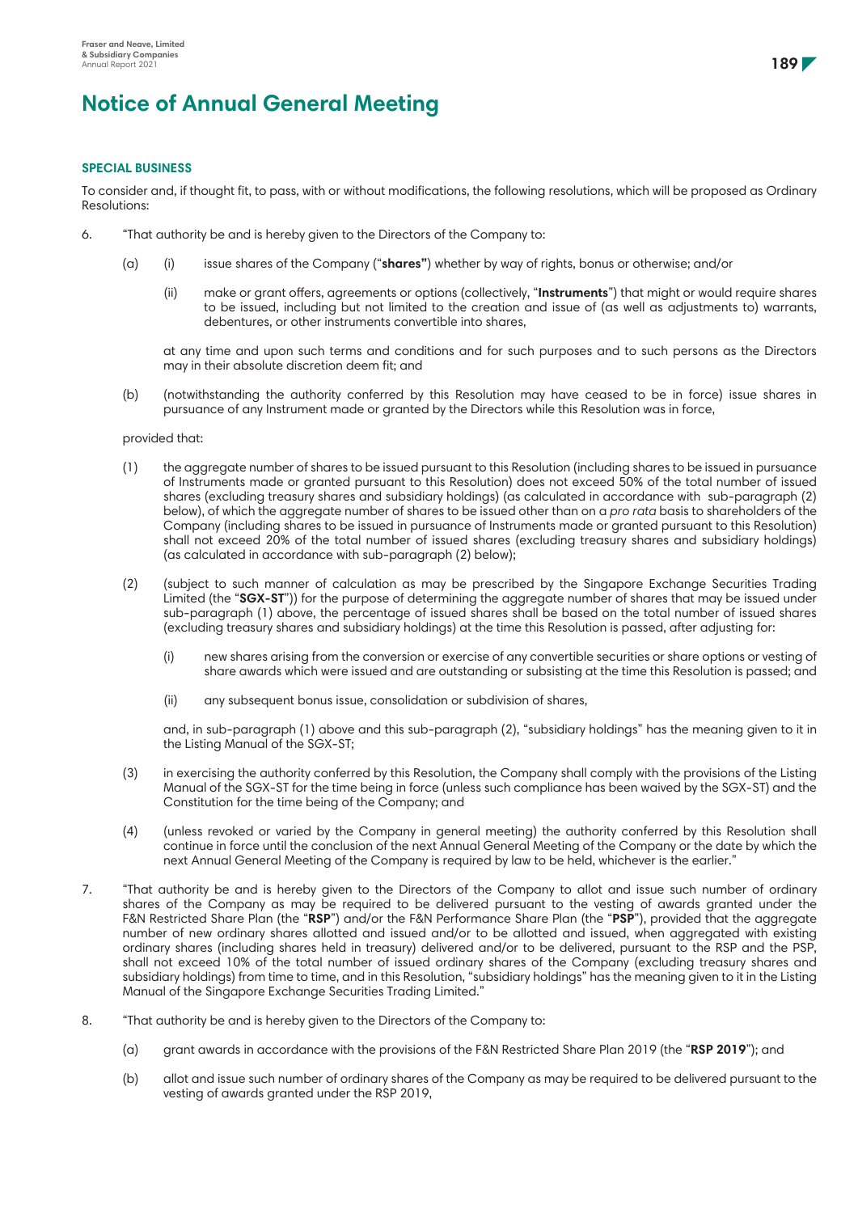# Notice of Annual General Meeting

**SPECIAL BUSINESS**

To consider and, if thought fit, to pass, with or without modifications, the following resolutions, which will be proposed as Ordinary Resolutions:

6. "That authority be and is hereby given to the Directors of the Company to:

   (a) (i) issue shares of the Company ("**shares"**) whether by way of rights, bonus or otherwise; and/or

   (ii) make or grant offers, agreements or options (collectively, "**Instruments**") that might or would require shares to be issued, including but not limited to the creation and issue of (as well as adjustments to) warrants, debentures, or other instruments convertible into shares,

   at any time and upon such terms and conditions and for such purposes and to such persons as the Directors may in their absolute discretion deem fit; and

   (b) (notwithstanding the authority conferred by this Resolution may have ceased to be in force) issue shares in pursuance of any Instrument made or granted by the Directors while this Resolution was in force,

   provided that:

   (1) the aggregate number of shares to be issued pursuant to this Resolution (including shares to be issued in pursuance of Instruments made or granted pursuant to this Resolution) does not exceed 50% of the total number of issued shares (excluding treasury shares and subsidiary holdings) (as calculated in accordance with sub-paragraph (2) below), of which the aggregate number of shares to be issued other than on a *pro rata* basis to shareholders of the Company (including shares to be issued in pursuance of Instruments made or granted pursuant to this Resolution) shall not exceed 20% of the total number of issued shares (excluding treasury shares and subsidiary holdings) (as calculated in accordance with sub-paragraph (2) below);

   (2) (subject to such manner of calculation as may be prescribed by the Singapore Exchange Securities Trading Limited (the "**SGX-ST**")) for the purpose of determining the aggregate number of shares that may be issued under sub-paragraph (1) above, the percentage of issued shares shall be based on the total number of issued shares (excluding treasury shares and subsidiary holdings) at the time this Resolution is passed, after adjusting for:

      (i) new shares arising from the conversion or exercise of any convertible securities or share options or vesting of share awards which were issued and are outstanding or subsisting at the time this Resolution is passed; and

      (ii) any subsequent bonus issue, consolidation or subdivision of shares,

   and, in sub-paragraph (1) above and this sub-paragraph (2), "subsidiary holdings" has the meaning given to it in the Listing Manual of the SGX-ST;

   (3) in exercising the authority conferred by this Resolution, the Company shall comply with the provisions of the Listing Manual of the SGX-ST for the time being in force (unless such compliance has been waived by the SGX-ST) and the Constitution for the time being of the Company; and

   (4) (unless revoked or varied by the Company in general meeting) the authority conferred by this Resolution shall continue in force until the conclusion of the next Annual General Meeting of the Company or the date by which the next Annual General Meeting of the Company is required by law to be held, whichever is the earlier."

7. "That authority be and is hereby given to the Directors of the Company to allot and issue such number of ordinary shares of the Company as may be required to be delivered pursuant to the vesting of awards granted under the F&N Restricted Share Plan (the "**RSP**") and/or the F&N Performance Share Plan (the "**PSP**"), provided that the aggregate number of new ordinary shares allotted and issued and/or to be allotted and issued, when aggregated with existing ordinary shares (including shares held in treasury) delivered and/or to be delivered, pursuant to the RSP and the PSP, shall not exceed 10% of the total number of issued ordinary shares of the Company (excluding treasury shares and subsidiary holdings) from time to time, and in this Resolution, "subsidiary holdings" has the meaning given to it in the Listing Manual of the Singapore Exchange Securities Trading Limited."

8. "That authority be and is hereby given to the Directors of the Company to:

   (a) grant awards in accordance with the provisions of the F&N Restricted Share Plan 2019 (the "**RSP 2019**"); and

   (b) allot and issue such number of ordinary shares of the Company as may be required to be delivered pursuant to the vesting of awards granted under the RSP 2019,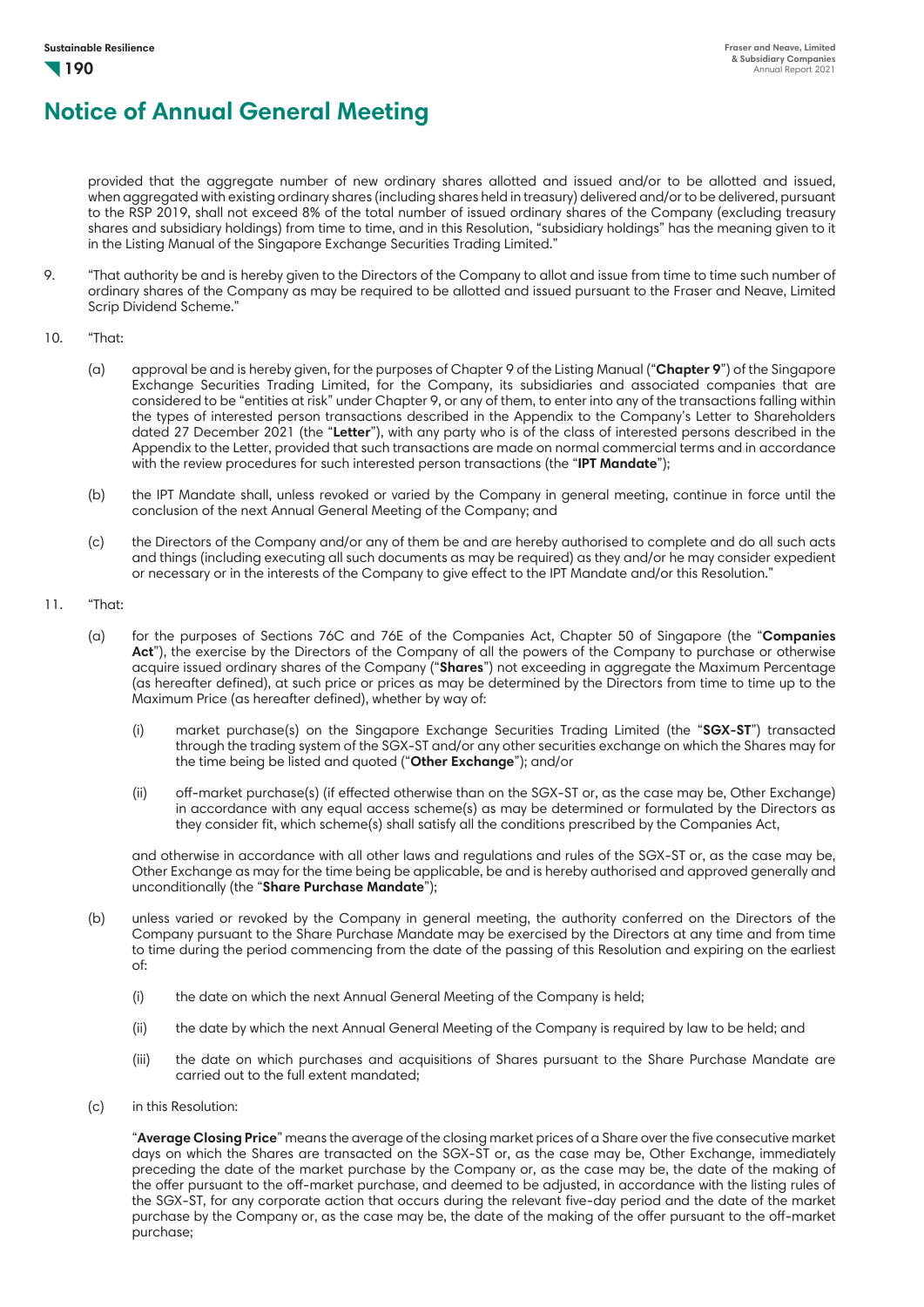# Notice of Annual General Meeting

provided that the aggregate number of new ordinary shares allotted and issued and/or to be allotted and issued, when aggregated with existing ordinary shares (including shares held in treasury) delivered and/or to be delivered, pursuant to the RSP 2019, shall not exceed 8% of the total number of issued ordinary shares of the Company (excluding treasury shares and subsidiary holdings) from time to time, and in this Resolution, "subsidiary holdings" has the meaning given to it in the Listing Manual of the Singapore Exchange Securities Trading Limited."

9. "That authority be and is hereby given to the Directors of the Company to allot and issue from time to time such number of ordinary shares of the Company as may be required to be allotted and issued pursuant to the Fraser and Neave, Limited Scrip Dividend Scheme."

10. "That:

    (a) approval be and is hereby given, for the purposes of Chapter 9 of the Listing Manual ("**Chapter 9**") of the Singapore Exchange Securities Trading Limited, for the Company, its subsidiaries and associated companies that are considered to be "entities at risk" under Chapter 9, or any of them, to enter into any of the transactions falling within the types of interested person transactions described in the Appendix to the Company's Letter to Shareholders dated 27 December 2021 (the "**Letter**"), with any party who is of the class of interested persons described in the Appendix to the Letter, provided that such transactions are made on normal commercial terms and in accordance with the review procedures for such interested person transactions (the "**IPT Mandate**");

    (b) the IPT Mandate shall, unless revoked or varied by the Company in general meeting, continue in force until the conclusion of the next Annual General Meeting of the Company; and

    (c) the Directors of the Company and/or any of them be and are hereby authorised to complete and do all such acts and things (including executing all such documents as may be required) as they and/or he may consider expedient or necessary or in the interests of the Company to give effect to the IPT Mandate and/or this Resolution."

11. "That:

    (a) for the purposes of Sections 76C and 76E of the Companies Act, Chapter 50 of Singapore (the "**Companies Act**"), the exercise by the Directors of the Company of all the powers of the Company to purchase or otherwise acquire issued ordinary shares of the Company ("**Shares**") not exceeding in aggregate the Maximum Percentage (as hereafter defined), at such price or prices as may be determined by the Directors from time to time up to the Maximum Price (as hereafter defined), whether by way of:

        (i) market purchase(s) on the Singapore Exchange Securities Trading Limited (the "**SGX-ST**") transacted through the trading system of the SGX-ST and/or any other securities exchange on which the Shares may for the time being be listed and quoted ("**Other Exchange**"); and/or

        (ii) off-market purchase(s) (if effected otherwise than on the SGX-ST or, as the case may be, Other Exchange) in accordance with any equal access scheme(s) as may be determined or formulated by the Directors as they consider fit, which scheme(s) shall satisfy all the conditions prescribed by the Companies Act,

    and otherwise in accordance with all other laws and regulations and rules of the SGX-ST or, as the case may be, Other Exchange as may for the time being be applicable, be and is hereby authorised and approved generally and unconditionally (the "**Share Purchase Mandate**");

    (b) unless varied or revoked by the Company in general meeting, the authority conferred on the Directors of the Company pursuant to the Share Purchase Mandate may be exercised by the Directors at any time and from time to time during the period commencing from the date of the passing of this Resolution and expiring on the earliest of:

        (i) the date on which the next Annual General Meeting of the Company is held;

        (ii) the date by which the next Annual General Meeting of the Company is required by law to be held; and

        (iii) the date on which purchases and acquisitions of Shares pursuant to the Share Purchase Mandate are carried out to the full extent mandated;

    (c) in this Resolution:

    "**Average Closing Price**" means the average of the closing market prices of a Share over the five consecutive market days on which the Shares are transacted on the SGX-ST or, as the case may be, Other Exchange, immediately preceding the date of the market purchase by the Company or, as the case may be, the date of the making of the offer pursuant to the off-market purchase, and deemed to be adjusted, in accordance with the listing rules of the SGX-ST, for any corporate action that occurs during the relevant five-day period and the date of the market purchase by the Company or, as the case may be, the date of the making of the offer pursuant to the off-market purchase;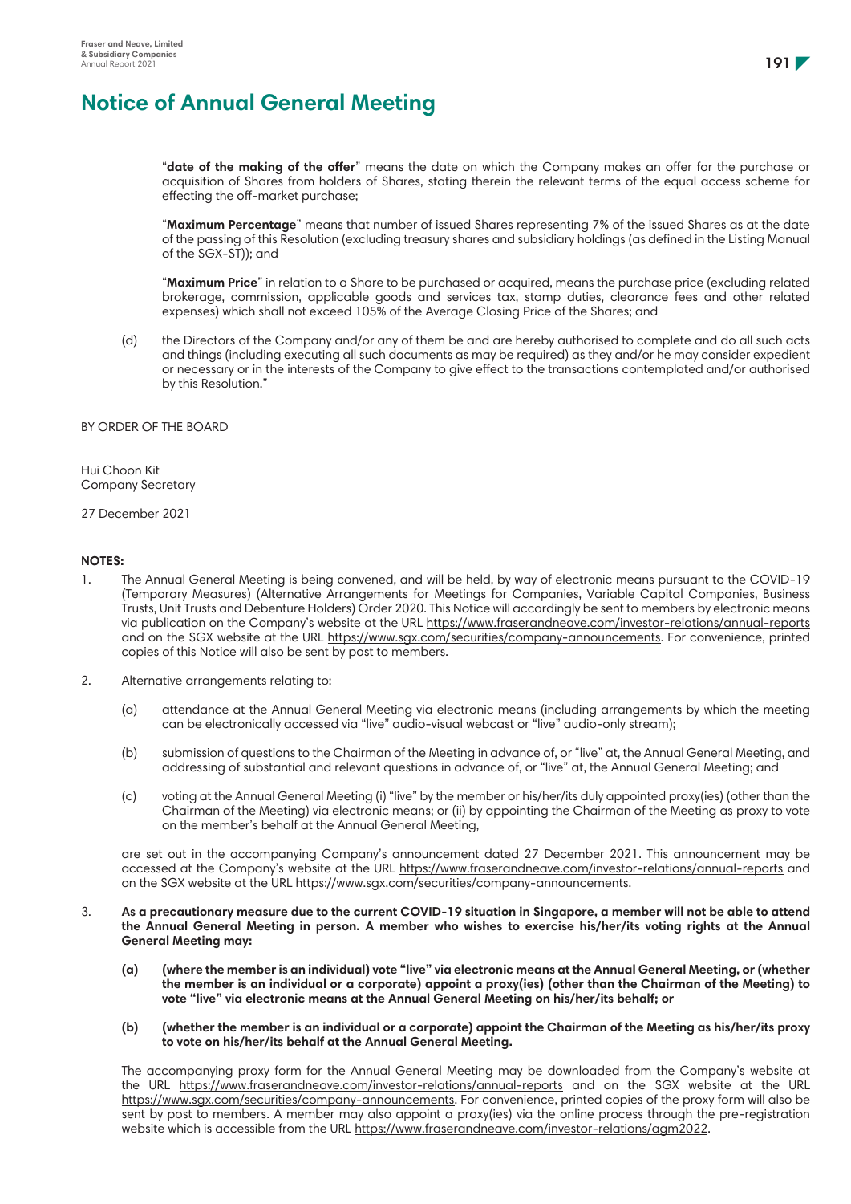# Notice of Annual General Meeting

"**date of the making of the offer**" means the date on which the Company makes an offer for the purchase or acquisition of Shares from holders of Shares, stating therein the relevant terms of the equal access scheme for effecting the off-market purchase;

"**Maximum Percentage**" means that number of issued Shares representing 7% of the issued Shares as at the date of the passing of this Resolution (excluding treasury shares and subsidiary holdings (as defined in the Listing Manual of the SGX-ST)); and

"**Maximum Price**" in relation to a Share to be purchased or acquired, means the purchase price (excluding related brokerage, commission, applicable goods and services tax, stamp duties, clearance fees and other related expenses) which shall not exceed 105% of the Average Closing Price of the Shares; and

(d) the Directors of the Company and/or any of them be and are hereby authorised to complete and do all such acts and things (including executing all such documents as may be required) as they and/or he may consider expedient or necessary or in the interests of the Company to give effect to the transactions contemplated and/or authorised by this Resolution."

BY ORDER OF THE BOARD

Hui Choon Kit
Company Secretary

27 December 2021

**NOTES:**

1. The Annual General Meeting is being convened, and will be held, by way of electronic means pursuant to the COVID-19 (Temporary Measures) (Alternative Arrangements for Meetings for Companies, Variable Capital Companies, Business Trusts, Unit Trusts and Debenture Holders) Order 2020. This Notice will accordingly be sent to members by electronic means via publication on the Company's website at the URL https://www.fraserandneave.com/investor-relations/annual-reports and on the SGX website at the URL https://www.sgx.com/securities/company-announcements. For convenience, printed copies of this Notice will also be sent by post to members.

2. Alternative arrangements relating to:

   (a) attendance at the Annual General Meeting via electronic means (including arrangements by which the meeting can be electronically accessed via "live" audio-visual webcast or "live" audio-only stream);

   (b) submission of questions to the Chairman of the Meeting in advance of, or "live" at, the Annual General Meeting, and addressing of substantial and relevant questions in advance of, or "live" at, the Annual General Meeting; and

   (c) voting at the Annual General Meeting (i) "live" by the member or his/her/its duly appointed proxy(ies) (other than the Chairman of the Meeting) via electronic means; or (ii) by appointing the Chairman of the Meeting as proxy to vote on the member's behalf at the Annual General Meeting,

   are set out in the accompanying Company's announcement dated 27 December 2021. This announcement may be accessed at the Company's website at the URL https://www.fraserandneave.com/investor-relations/annual-reports and on the SGX website at the URL https://www.sgx.com/securities/company-announcements.

3. **As a precautionary measure due to the current COVID-19 situation in Singapore, a member will not be able to attend the Annual General Meeting in person. A member who wishes to exercise his/her/its voting rights at the Annual General Meeting may:**

   **(a) (where the member is an individual) vote "live" via electronic means at the Annual General Meeting, or (whether the member is an individual or a corporate) appoint a proxy(ies) (other than the Chairman of the Meeting) to vote "live" via electronic means at the Annual General Meeting on his/her/its behalf; or**

   **(b) (whether the member is an individual or a corporate) appoint the Chairman of the Meeting as his/her/its proxy to vote on his/her/its behalf at the Annual General Meeting.**

   The accompanying proxy form for the Annual General Meeting may be downloaded from the Company's website at the URL https://www.fraserandneave.com/investor-relations/annual-reports and on the SGX website at the URL https://www.sgx.com/securities/company-announcements. For convenience, printed copies of the proxy form will also be sent by post to members. A member may also appoint a proxy(ies) via the online process through the pre-registration website which is accessible from the URL https://www.fraserandneave.com/investor-relations/agm2022.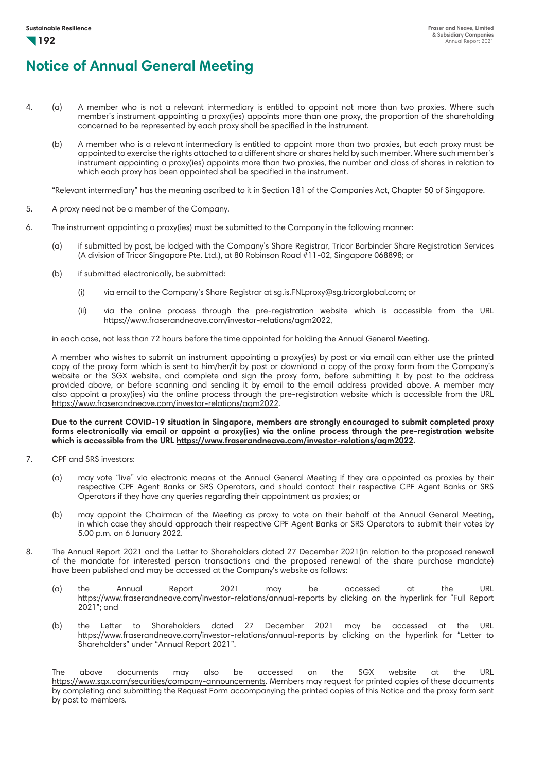# Notice of Annual General Meeting

4. (a) A member who is not a relevant intermediary is entitled to appoint not more than two proxies. Where such member's instrument appointing a proxy(ies) appoints more than one proxy, the proportion of the shareholding concerned to be represented by each proxy shall be specified in the instrument.

   (b) A member who is a relevant intermediary is entitled to appoint more than two proxies, but each proxy must be appointed to exercise the rights attached to a different share or shares held by such member. Where such member's instrument appointing a proxy(ies) appoints more than two proxies, the number and class of shares in relation to which each proxy has been appointed shall be specified in the instrument.

   "Relevant intermediary" has the meaning ascribed to it in Section 181 of the Companies Act, Chapter 50 of Singapore.

5. A proxy need not be a member of the Company.

6. The instrument appointing a proxy(ies) must be submitted to the Company in the following manner:

   (a) if submitted by post, be lodged with the Company's Share Registrar, Tricor Barbinder Share Registration Services (A division of Tricor Singapore Pte. Ltd.), at 80 Robinson Road #11-02, Singapore 068898; or

   (b) if submitted electronically, be submitted:

      (i) via email to the Company's Share Registrar at sg.is.FNLproxy@sg.tricorglobal.com; or

      (ii) via the online process through the pre-registration website which is accessible from the URL https://www.fraserandneave.com/investor-relations/agm2022,

   in each case, not less than 72 hours before the time appointed for holding the Annual General Meeting.

   A member who wishes to submit an instrument appointing a proxy(ies) by post or via email can either use the printed copy of the proxy form which is sent to him/her/it by post or download a copy of the proxy form from the Company's website or the SGX website, and complete and sign the proxy form, before submitting it by post to the address provided above, or before scanning and sending it by email to the email address provided above. A member may also appoint a proxy(ies) via the online process through the pre-registration website which is accessible from the URL https://www.fraserandneave.com/investor-relations/agm2022.

   **Due to the current COVID-19 situation in Singapore, members are strongly encouraged to submit completed proxy forms electronically via email or appoint a proxy(ies) via the online process through the pre-registration website which is accessible from the URL https://www.fraserandneave.com/investor-relations/agm2022.**

7. CPF and SRS investors:

   (a) may vote "live" via electronic means at the Annual General Meeting if they are appointed as proxies by their respective CPF Agent Banks or SRS Operators, and should contact their respective CPF Agent Banks or SRS Operators if they have any queries regarding their appointment as proxies; or

   (b) may appoint the Chairman of the Meeting as proxy to vote on their behalf at the Annual General Meeting, in which case they should approach their respective CPF Agent Banks or SRS Operators to submit their votes by 5.00 p.m. on 6 January 2022.

8. The Annual Report 2021 and the Letter to Shareholders dated 27 December 2021(in relation to the proposed renewal of the mandate for interested person transactions and the proposed renewal of the share purchase mandate) have been published and may be accessed at the Company's website as follows:

   (a) the Annual Report 2021 may be accessed at the URL https://www.fraserandneave.com/investor-relations/annual-reports by clicking on the hyperlink for "Full Report 2021"; and

   (b) the Letter to Shareholders dated 27 December 2021 may be accessed at the URL https://www.fraserandneave.com/investor-relations/annual-reports by clicking on the hyperlink for "Letter to Shareholders" under "Annual Report 2021".

   The above documents may also be accessed on the SGX website at the URL https://www.sgx.com/securities/company-announcements. Members may request for printed copies of these documents by completing and submitting the Request Form accompanying the printed copies of this Notice and the proxy form sent by post to members.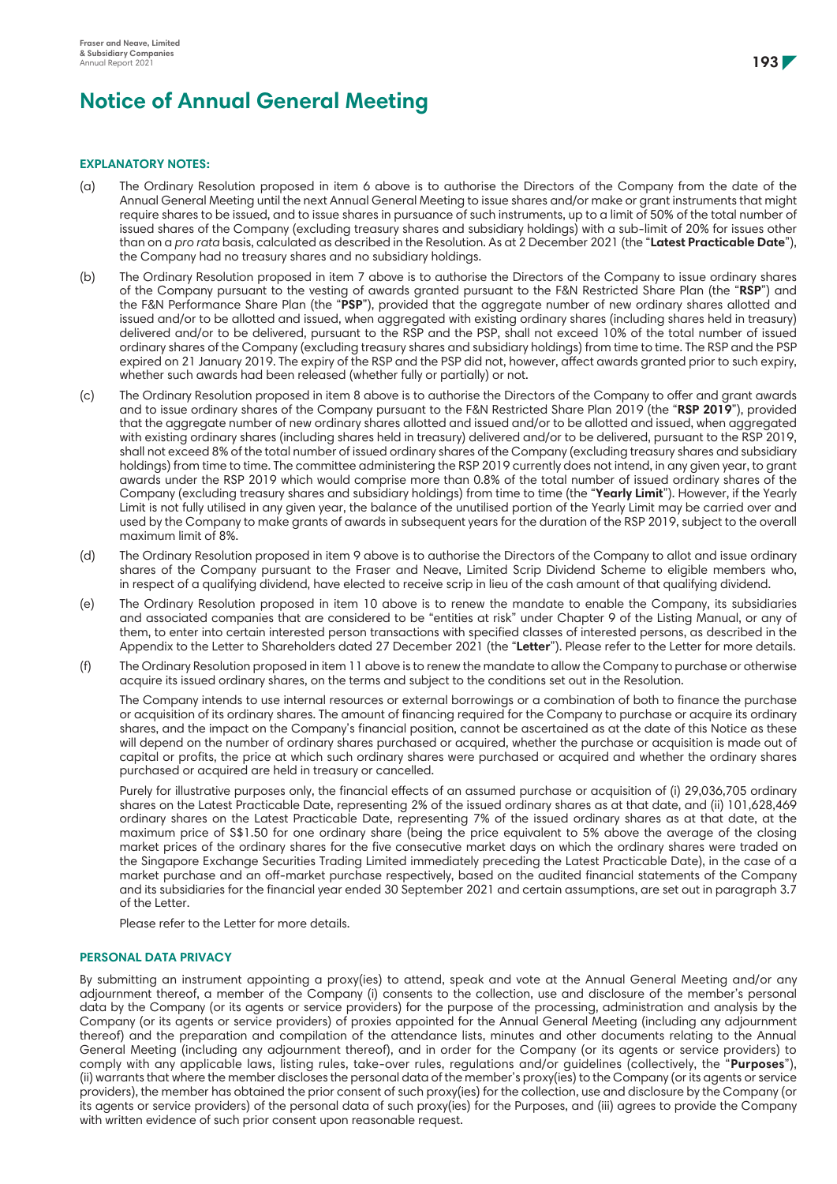# Notice of Annual General Meeting

## EXPLANATORY NOTES:

(a) The Ordinary Resolution proposed in item 6 above is to authorise the Directors of the Company from the date of the Annual General Meeting until the next Annual General Meeting to issue shares and/or make or grant instruments that might require shares to be issued, and to issue shares in pursuance of such instruments, up to a limit of 50% of the total number of issued shares of the Company (excluding treasury shares and subsidiary holdings) with a sub-limit of 20% for issues other than on a *pro rata* basis, calculated as described in the Resolution. As at 2 December 2021 (the "**Latest Practicable Date**"), the Company had no treasury shares and no subsidiary holdings.

(b) The Ordinary Resolution proposed in item 7 above is to authorise the Directors of the Company to issue ordinary shares of the Company pursuant to the vesting of awards granted pursuant to the F&N Restricted Share Plan (the "**RSP**") and the F&N Performance Share Plan (the "**PSP**"), provided that the aggregate number of new ordinary shares allotted and issued and/or to be allotted and issued, when aggregated with existing ordinary shares (including shares held in treasury) delivered and/or to be delivered, pursuant to the RSP and the PSP, shall not exceed 10% of the total number of issued ordinary shares of the Company (excluding treasury shares and subsidiary holdings) from time to time. The RSP and the PSP expired on 21 January 2019. The expiry of the RSP and the PSP did not, however, affect awards granted prior to such expiry, whether such awards had been released (whether fully or partially) or not.

(c) The Ordinary Resolution proposed in item 8 above is to authorise the Directors of the Company to offer and grant awards and to issue ordinary shares of the Company pursuant to the F&N Restricted Share Plan 2019 (the "**RSP 2019**"), provided that the aggregate number of new ordinary shares allotted and issued and/or to be allotted and issued, when aggregated with existing ordinary shares (including shares held in treasury) delivered and/or to be delivered, pursuant to the RSP 2019, shall not exceed 8% of the total number of issued ordinary shares of the Company (excluding treasury shares and subsidiary holdings) from time to time. The committee administering the RSP 2019 currently does not intend, in any given year, to grant awards under the RSP 2019 which would comprise more than 0.8% of the total number of issued ordinary shares of the Company (excluding treasury shares and subsidiary holdings) from time to time (the "**Yearly Limit**"). However, if the Yearly Limit is not fully utilised in any given year, the balance of the unutilised portion of the Yearly Limit may be carried over and used by the Company to make grants of awards in subsequent years for the duration of the RSP 2019, subject to the overall maximum limit of 8%.

(d) The Ordinary Resolution proposed in item 9 above is to authorise the Directors of the Company to allot and issue ordinary shares of the Company pursuant to the Fraser and Neave, Limited Scrip Dividend Scheme to eligible members who, in respect of a qualifying dividend, have elected to receive scrip in lieu of the cash amount of that qualifying dividend.

(e) The Ordinary Resolution proposed in item 10 above is to renew the mandate to enable the Company, its subsidiaries and associated companies that are considered to be "entities at risk" under Chapter 9 of the Listing Manual, or any of them, to enter into certain interested person transactions with specified classes of interested persons, as described in the Appendix to the Letter to Shareholders dated 27 December 2021 (the "**Letter**"). Please refer to the Letter for more details.

(f) The Ordinary Resolution proposed in item 11 above is to renew the mandate to allow the Company to purchase or otherwise acquire its issued ordinary shares, on the terms and subject to the conditions set out in the Resolution.

The Company intends to use internal resources or external borrowings or a combination of both to finance the purchase or acquisition of its ordinary shares. The amount of financing required for the Company to purchase or acquire its ordinary shares, and the impact on the Company's financial position, cannot be ascertained as at the date of this Notice as these will depend on the number of ordinary shares purchased or acquired, whether the purchase or acquisition is made out of capital or profits, the price at which such ordinary shares were purchased or acquired and whether the ordinary shares purchased or acquired are held in treasury or cancelled.

Purely for illustrative purposes only, the financial effects of an assumed purchase or acquisition of (i) 29,036,705 ordinary shares on the Latest Practicable Date, representing 2% of the issued ordinary shares as at that date, and (ii) 101,628,469 ordinary shares on the Latest Practicable Date, representing 7% of the issued ordinary shares as at that date, at the maximum price of S$1.50 for one ordinary share (being the price equivalent to 5% above the average of the closing market prices of the ordinary shares for the five consecutive market days on which the ordinary shares were traded on the Singapore Exchange Securities Trading Limited immediately preceding the Latest Practicable Date), in the case of a market purchase and an off-market purchase respectively, based on the audited financial statements of the Company and its subsidiaries for the financial year ended 30 September 2021 and certain assumptions, are set out in paragraph 3.7 of the Letter.

Please refer to the Letter for more details.

## PERSONAL DATA PRIVACY

By submitting an instrument appointing a proxy(ies) to attend, speak and vote at the Annual General Meeting and/or any adjournment thereof, a member of the Company (i) consents to the collection, use and disclosure of the member's personal data by the Company (or its agents or service providers) for the purpose of the processing, administration and analysis by the Company (or its agents or service providers) of proxies appointed for the Annual General Meeting (including any adjournment thereof) and the preparation and compilation of the attendance lists, minutes and other documents relating to the Annual General Meeting (including any adjournment thereof), and in order for the Company (or its agents or service providers) to comply with any applicable laws, listing rules, take-over rules, regulations and/or guidelines (collectively, the "**Purposes**"), (ii) warrants that where the member discloses the personal data of the member's proxy(ies) to the Company (or its agents or service providers), the member has obtained the prior consent of such proxy(ies) for the collection, use and disclosure by the Company (or its agents or service providers) of the personal data of such proxy(ies) for the Purposes, and (iii) agrees to provide the Company with written evidence of such prior consent upon reasonable request.